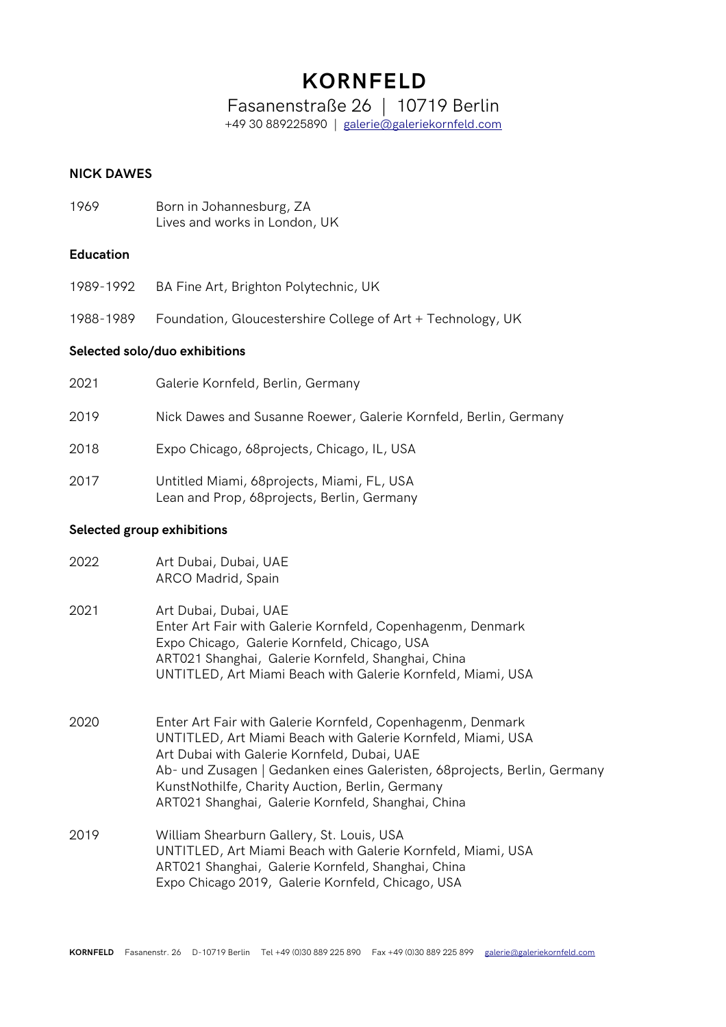# KORNFELD

Fasanenstraße 26 | 10719 Berlin

+49 30 889225890 | galerie@galeriekornfeld.com

**NICK DAWES**

1969 Born in Johannesburg, ZA
Lives and works in London, UK

**Education**

1989-1992 BA Fine Art, Brighton Polytechnic, UK

1988-1989 Foundation, Gloucestershire College of Art + Technology, UK

**Selected solo/duo exhibitions**

2021 Galerie Kornfeld, Berlin, Germany

2019 Nick Dawes and Susanne Roewer, Galerie Kornfeld, Berlin, Germany

2018 Expo Chicago, 68projects, Chicago, IL, USA

2017 Untitled Miami, 68projects, Miami, FL, USA
Lean and Prop, 68projects, Berlin, Germany

**Selected group exhibitions**

2022 Art Dubai, Dubai, UAE
ARCO Madrid, Spain

2021 Art Dubai, Dubai, UAE
Enter Art Fair with Galerie Kornfeld, Copenhagenm, Denmark
Expo Chicago, Galerie Kornfeld, Chicago, USA
ART021 Shanghai, Galerie Kornfeld, Shanghai, China
UNTITLED, Art Miami Beach with Galerie Kornfeld, Miami, USA

2020 Enter Art Fair with Galerie Kornfeld, Copenhagenm, Denmark
UNTITLED, Art Miami Beach with Galerie Kornfeld, Miami, USA
Art Dubai with Galerie Kornfeld, Dubai, UAE
Ab- und Zusagen | Gedanken eines Galeristen, 68projects, Berlin, Germany
KunstNothilfe, Charity Auction, Berlin, Germany
ART021 Shanghai, Galerie Kornfeld, Shanghai, China

2019 William Shearburn Gallery, St. Louis, USA
UNTITLED, Art Miami Beach with Galerie Kornfeld, Miami, USA
ART021 Shanghai, Galerie Kornfeld, Shanghai, China
Expo Chicago 2019, Galerie Kornfeld, Chicago, USA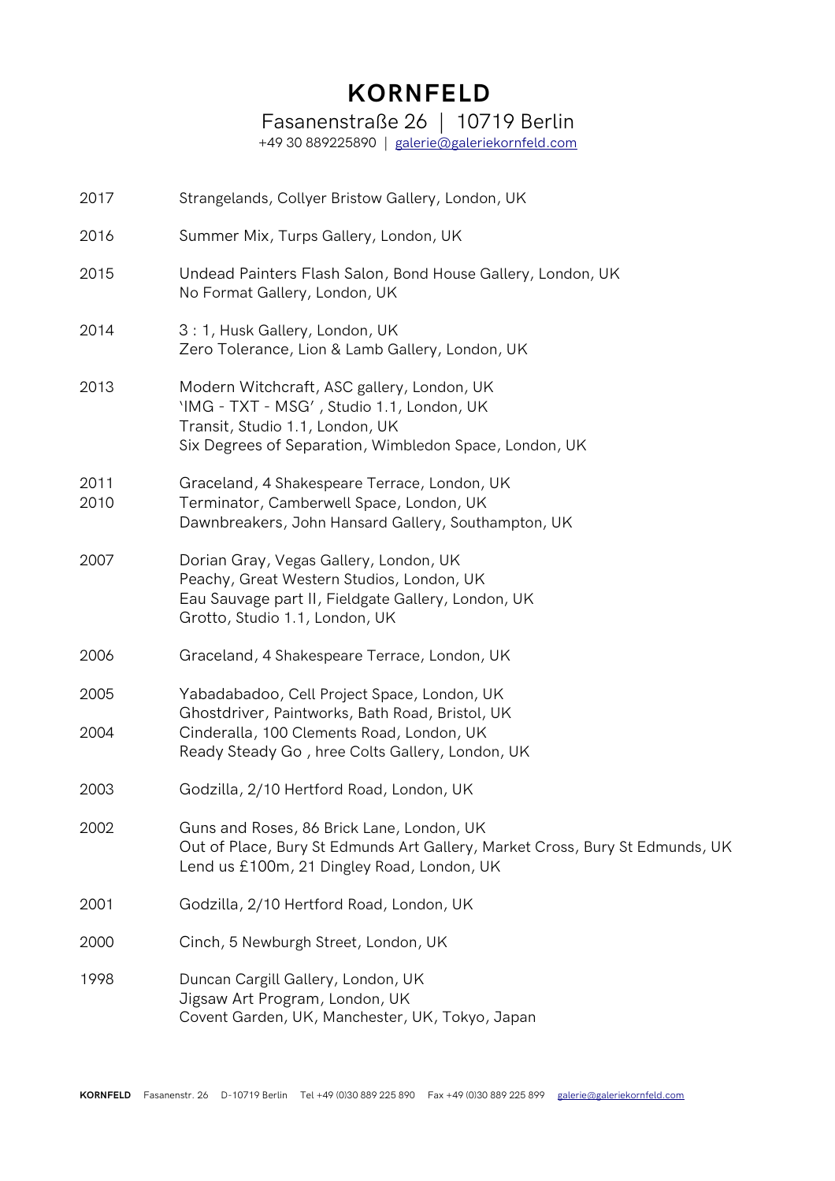# KORNFELD

Fasanenstraße 26 | 10719 Berlin

+49 30 889225890 | galerie@galeriekornfeld.com

| | |
|---|---|
| 2017 | Strangelands, Collyer Bristow Gallery, London, UK |
| 2016 | Summer Mix, Turps Gallery, London, UK |
| 2015 | Undead Painters Flash Salon, Bond House Gallery, London, UK<br>No Format Gallery, London, UK |
| 2014 | 3 : 1, Husk Gallery, London, UK<br>Zero Tolerance, Lion & Lamb Gallery, London, UK |
| 2013 | Modern Witchcraft, ASC gallery, London, UK<br>'IMG - TXT - MSG' , Studio 1.1, London, UK<br>Transit, Studio 1.1, London, UK<br>Six Degrees of Separation, Wimbledon Space, London, UK |
| 2011 | Graceland, 4 Shakespeare Terrace, London, UK |
| 2010 | Terminator, Camberwell Space, London, UK<br>Dawnbreakers, John Hansard Gallery, Southampton, UK |
| 2007 | Dorian Gray, Vegas Gallery, London, UK<br>Peachy, Great Western Studios, London, UK<br>Eau Sauvage part II, Fieldgate Gallery, London, UK<br>Grotto, Studio 1.1, London, UK |
| 2006 | Graceland, 4 Shakespeare Terrace, London, UK |
| 2005 | Yabadabadoo, Cell Project Space, London, UK<br>Ghostdriver, Paintworks, Bath Road, Bristol, UK |
| 2004 | Cinderalla, 100 Clements Road, London, UK<br>Ready Steady Go , hree Colts Gallery, London, UK |
| 2003 | Godzilla, 2/10 Hertford Road, London, UK |
| 2002 | Guns and Roses, 86 Brick Lane, London, UK<br>Out of Place, Bury St Edmunds Art Gallery, Market Cross, Bury St Edmunds, UK<br>Lend us £100m, 21 Dingley Road, London, UK |
| 2001 | Godzilla, 2/10 Hertford Road, London, UK |
| 2000 | Cinch, 5 Newburgh Street, London, UK |
| 1998 | Duncan Cargill Gallery, London, UK<br>Jigsaw Art Program, London, UK<br>Covent Garden, UK, Manchester, UK, Tokyo, Japan |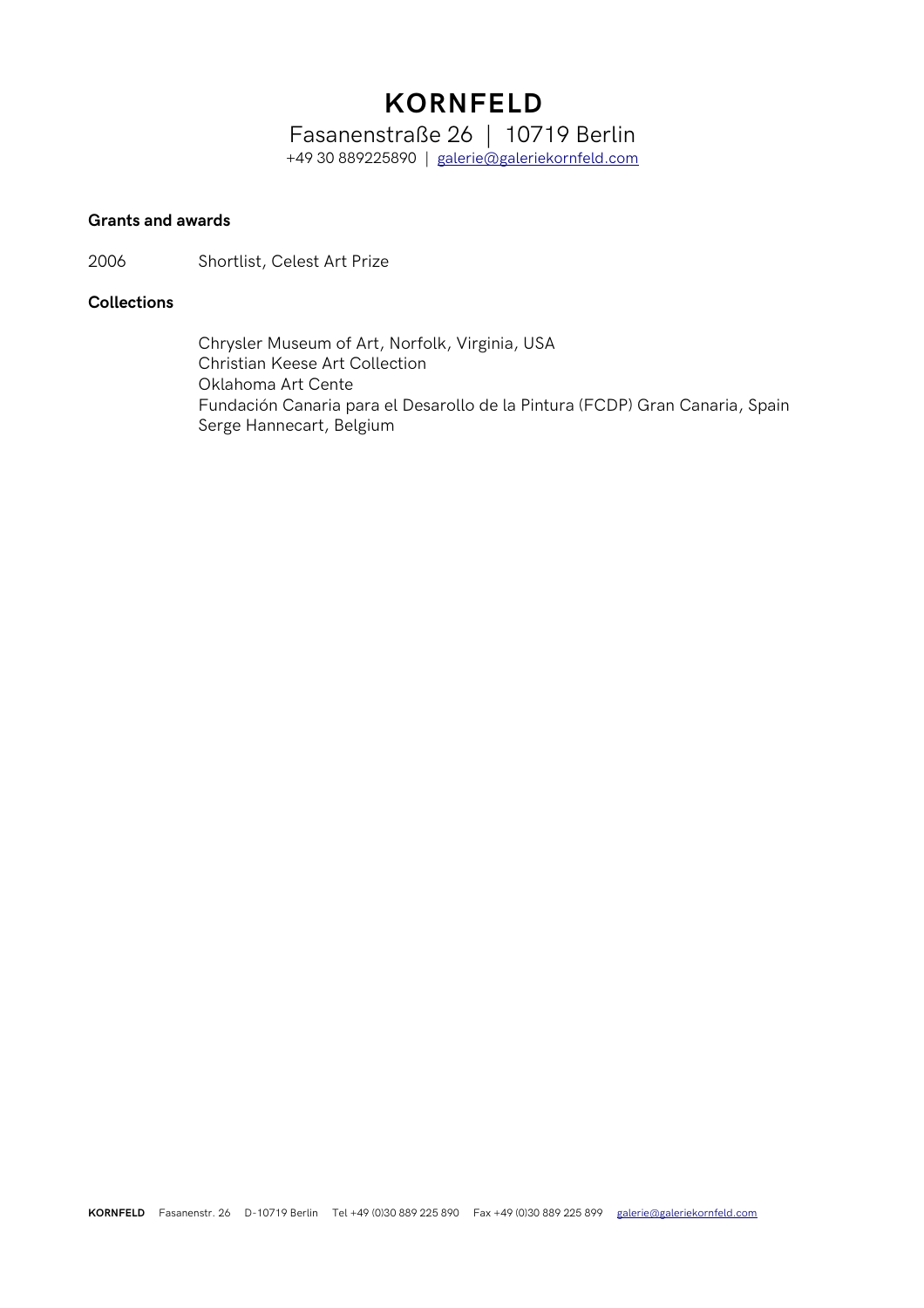# KORNFELD

Fasanenstraße 26 | 10719 Berlin

+49 30 889225890 | galerie@galeriekornfeld.com

**Grants and awards**

2006 Shortlist, Celest Art Prize

**Collections**

Chrysler Museum of Art, Norfolk, Virginia, USA
Christian Keese Art Collection
Oklahoma Art Cente
Fundación Canaria para el Desarollo de la Pintura (FCDP) Gran Canaria, Spain
Serge Hannecart, Belgium